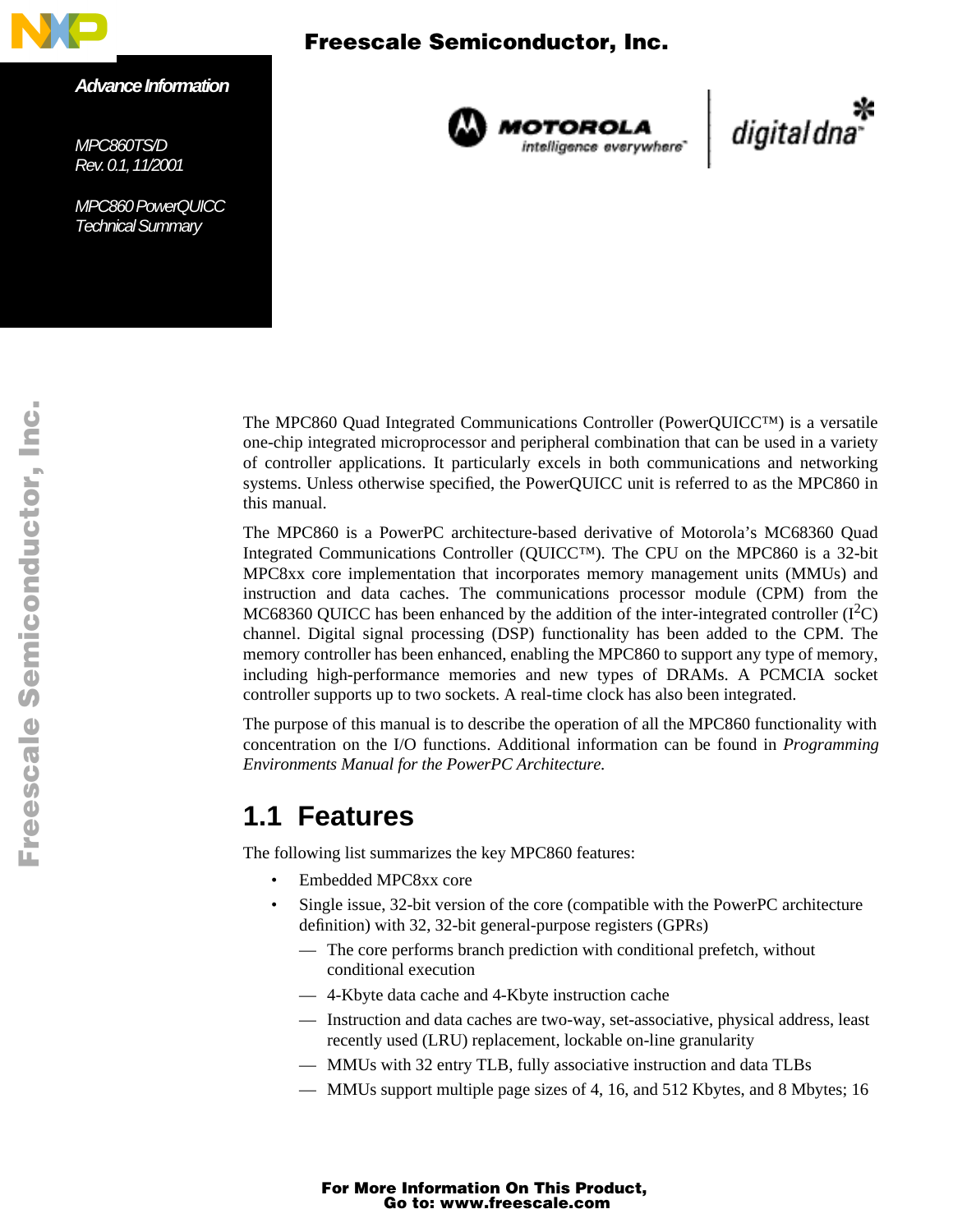Advance Information

MPC860TS/D
Rev. 0.1, 11/2001

MPC860 PowerQUICC
Technical Summary

The MPC860 Quad Integrated Communications Controller (PowerQUICC™) is a versatile one-chip integrated microprocessor and peripheral combination that can be used in a variety of controller applications. It particularly excels in both communications and networking systems. Unless otherwise specified, the PowerQUICC unit is referred to as the MPC860 in this manual.

The MPC860 is a PowerPC architecture-based derivative of Motorola's MC68360 Quad Integrated Communications Controller (QUICC™). The CPU on the MPC860 is a 32-bit MPC8xx core implementation that incorporates memory management units (MMUs) and instruction and data caches. The communications processor module (CPM) from the MC68360 QUICC has been enhanced by the addition of the inter-integrated controller ($I^2C$) channel. Digital signal processing (DSP) functionality has been added to the CPM. The memory controller has been enhanced, enabling the MPC860 to support any type of memory, including high-performance memories and new types of DRAMs. A PCMCIA socket controller supports up to two sockets. A real-time clock has also been integrated.

The purpose of this manual is to describe the operation of all the MPC860 functionality with concentration on the I/O functions. Additional information can be found in *Programming Environments Manual for the PowerPC Architecture.*

## 1.1 Features

The following list summarizes the key MPC860 features:

- Embedded MPC8xx core
- Single issue, 32-bit version of the core (compatible with the PowerPC architecture definition) with 32, 32-bit general-purpose registers (GPRs)
  - — The core performs branch prediction with conditional prefetch, without conditional execution
  - — 4-Kbyte data cache and 4-Kbyte instruction cache
  - — Instruction and data caches are two-way, set-associative, physical address, least recently used (LRU) replacement, lockable on-line granularity
  - — MMUs with 32 entry TLB, fully associative instruction and data TLBs
  - — MMUs support multiple page sizes of 4, 16, and 512 Kbytes, and 8 Mbytes; 16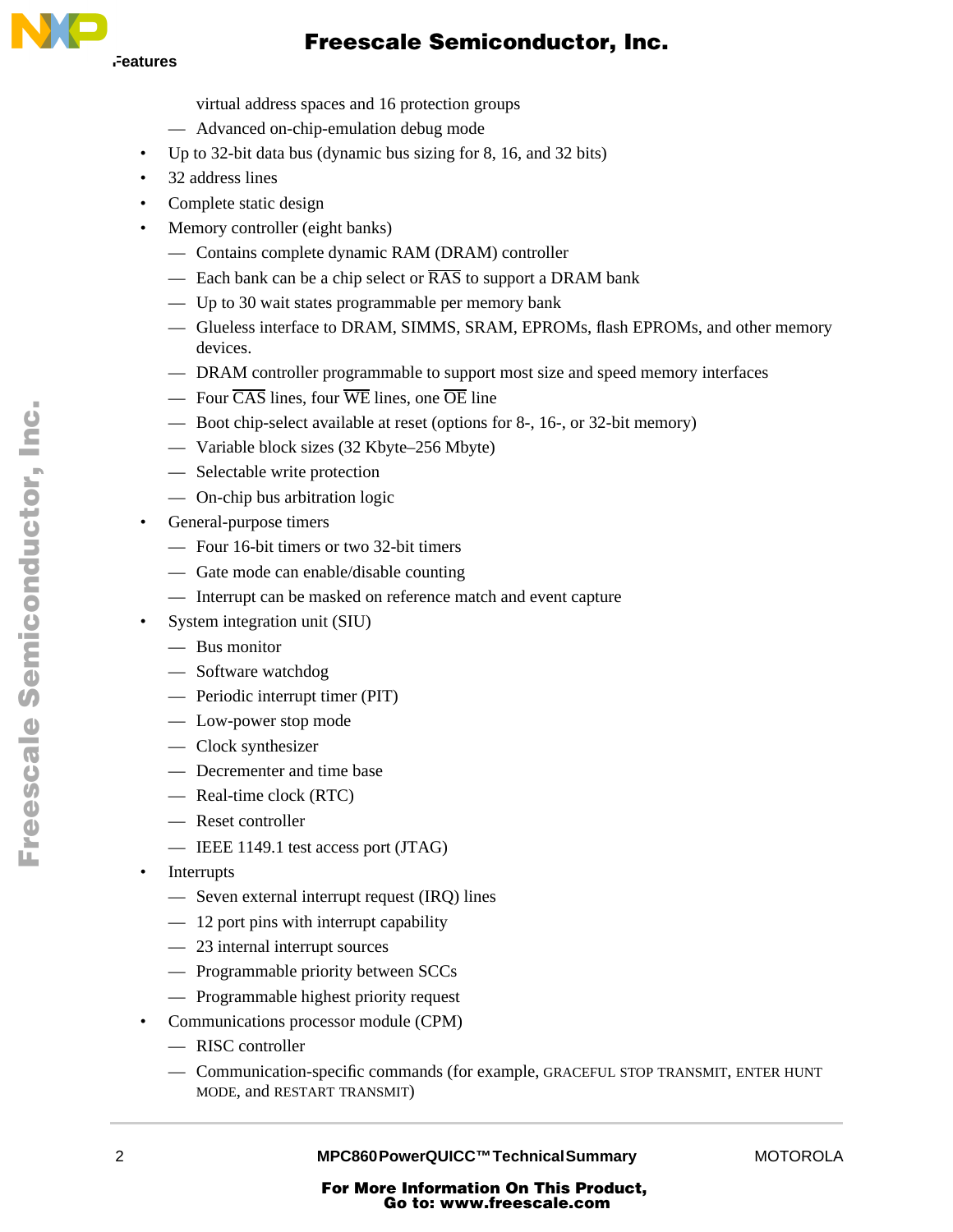virtual address spaces and 16 protection groups
  - Advanced on-chip-emulation debug mode
- Up to 32-bit data bus (dynamic bus sizing for 8, 16, and 32 bits)
- 32 address lines
- Complete static design
- Memory controller (eight banks)
  - Contains complete dynamic RAM (DRAM) controller
  - Each bank can be a chip select or $\overline{RAS}$ to support a DRAM bank
  - Up to 30 wait states programmable per memory bank
  - Glueless interface to DRAM, SIMMS, SRAM, EPROMs, flash EPROMs, and other memory devices.
  - DRAM controller programmable to support most size and speed memory interfaces
  - Four $\overline{CAS}$ lines, four $\overline{WE}$ lines, one $\overline{OE}$ line
  - Boot chip-select available at reset (options for 8-, 16-, or 32-bit memory)
  - Variable block sizes (32 Kbyte–256 Mbyte)
  - Selectable write protection
  - On-chip bus arbitration logic
- General-purpose timers
  - Four 16-bit timers or two 32-bit timers
  - Gate mode can enable/disable counting
  - Interrupt can be masked on reference match and event capture
- System integration unit (SIU)
  - Bus monitor
  - Software watchdog
  - Periodic interrupt timer (PIT)
  - Low-power stop mode
  - Clock synthesizer
  - Decrementer and time base
  - Real-time clock (RTC)
  - Reset controller
  - IEEE 1149.1 test access port (JTAG)
- Interrupts
  - Seven external interrupt request (IRQ) lines
  - 12 port pins with interrupt capability
  - 23 internal interrupt sources
  - Programmable priority between SCCs
  - Programmable highest priority request
- Communications processor module (CPM)
  - RISC controller
  - Communication-specific commands (for example, GRACEFUL STOP TRANSMIT, ENTER HUNT MODE, and RESTART TRANSMIT)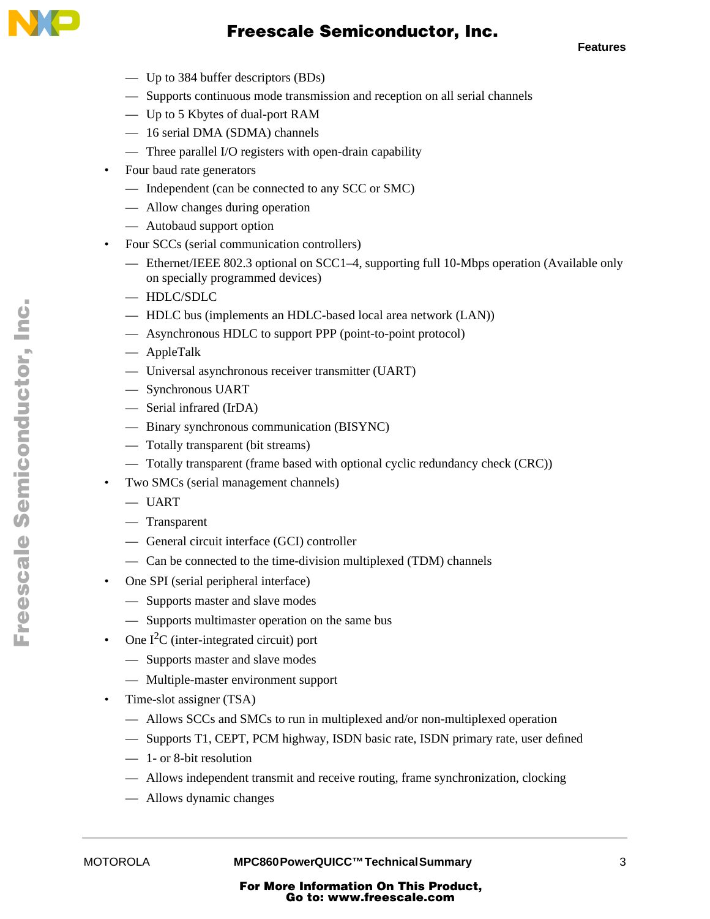- Up to 384 buffer descriptors (BDs)
  - Supports continuous mode transmission and reception on all serial channels
  - Up to 5 Kbytes of dual-port RAM
  - 16 serial DMA (SDMA) channels
  - Three parallel I/O registers with open-drain capability
- Four baud rate generators
  - Independent (can be connected to any SCC or SMC)
  - Allow changes during operation
  - Autobaud support option
- Four SCCs (serial communication controllers)
  - Ethernet/IEEE 802.3 optional on SCC1–4, supporting full 10-Mbps operation (Available only on specially programmed devices)
  - HDLC/SDLC
  - HDLC bus (implements an HDLC-based local area network (LAN))
  - Asynchronous HDLC to support PPP (point-to-point protocol)
  - AppleTalk
  - Universal asynchronous receiver transmitter (UART)
  - Synchronous UART
  - Serial infrared (IrDA)
  - Binary synchronous communication (BISYNC)
  - Totally transparent (bit streams)
  - Totally transparent (frame based with optional cyclic redundancy check (CRC))
- Two SMCs (serial management channels)
  - UART
  - Transparent
  - General circuit interface (GCI) controller
  - Can be connected to the time-division multiplexed (TDM) channels
- One SPI (serial peripheral interface)
  - Supports master and slave modes
  - Supports multimaster operation on the same bus
- One I$^2$C (inter-integrated circuit) port
  - Supports master and slave modes
  - Multiple-master environment support
- Time-slot assigner (TSA)
  - Allows SCCs and SMCs to run in multiplexed and/or non-multiplexed operation
  - Supports T1, CEPT, PCM highway, ISDN basic rate, ISDN primary rate, user defined
  - 1- or 8-bit resolution
  - Allows independent transmit and receive routing, frame synchronization, clocking
  - Allows dynamic changes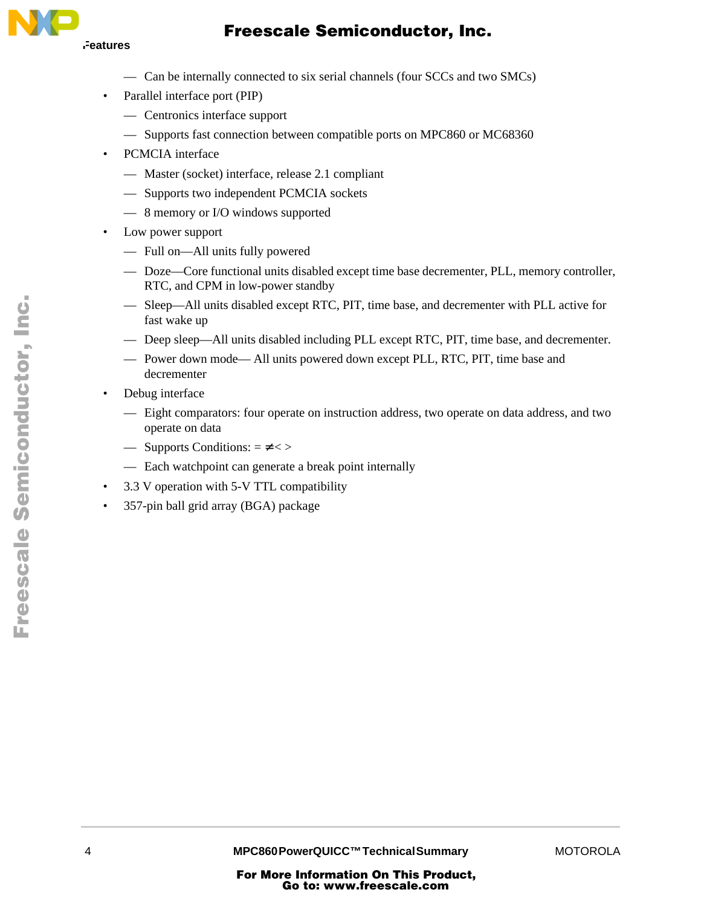- Can be internally connected to six serial channels (four SCCs and two SMCs)
- Parallel interface port (PIP)
  - Centronics interface support
  - Supports fast connection between compatible ports on MPC860 or MC68360
- PCMCIA interface
  - Master (socket) interface, release 2.1 compliant
  - Supports two independent PCMCIA sockets
  - 8 memory or I/O windows supported
- Low power support
  - Full on—All units fully powered
  - Doze—Core functional units disabled except time base decrementer, PLL, memory controller, RTC, and CPM in low-power standby
  - Sleep—All units disabled except RTC, PIT, time base, and decrementer with PLL active for fast wake up
  - Deep sleep—All units disabled including PLL except RTC, PIT, time base, and decrementer.
  - Power down mode— All units powered down except PLL, RTC, PIT, time base and decrementer
- Debug interface
  - Eight comparators: four operate on instruction address, two operate on data address, and two operate on data
  - Supports Conditions: = ≠< >
  - Each watchpoint can generate a break point internally
- 3.3 V operation with 5-V TTL compatibility
- 357-pin ball grid array (BGA) package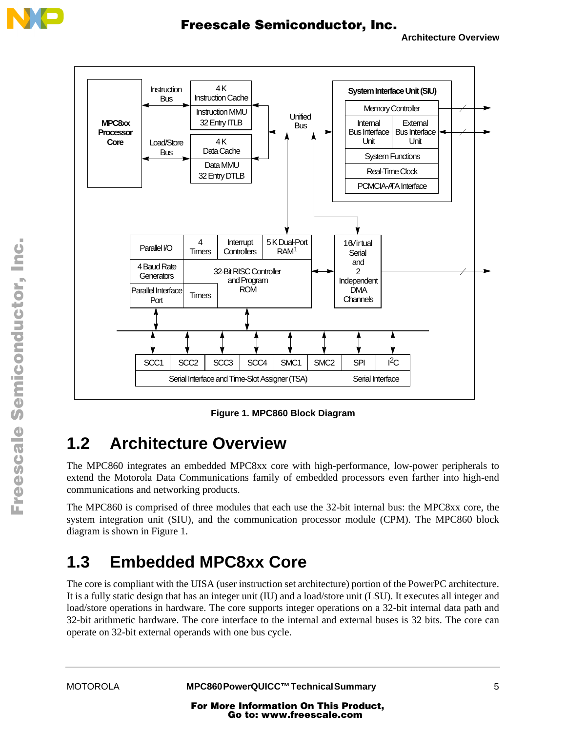Figure 1. MPC860 Block Diagram

## 1.2 Architecture Overview

The MPC860 integrates an embedded MPC8xx core with high-performance, low-power peripherals to extend the Motorola Data Communications family of embedded processors even farther into high-end communications and networking products.

The MPC860 is comprised of three modules that each use the 32-bit internal bus: the MPC8xx core, the system integration unit (SIU), and the communication processor module (CPM). The MPC860 block diagram is shown in Figure 1.

## 1.3 Embedded MPC8xx Core

The core is compliant with the UISA (user instruction set architecture) portion of the PowerPC architecture. It is a fully static design that has an integer unit (IU) and a load/store unit (LSU). It executes all integer and load/store operations in hardware. The core supports integer operations on a 32-bit internal data path and 32-bit arithmetic hardware. The core interface to the internal and external buses is 32 bits. The core can operate on 32-bit external operands with one bus cycle.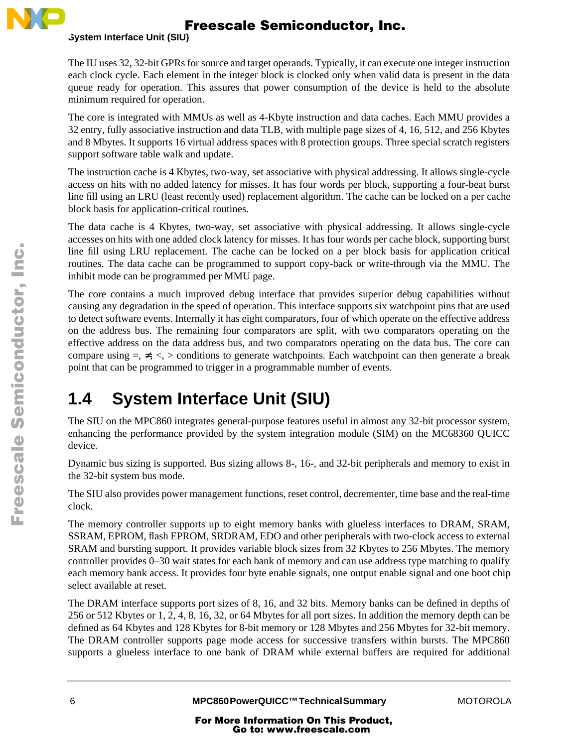The IU uses 32, 32-bit GPRs for source and target operands. Typically, it can execute one integer instruction each clock cycle. Each element in the integer block is clocked only when valid data is present in the data queue ready for operation. This assures that power consumption of the device is held to the absolute minimum required for operation.

The core is integrated with MMUs as well as 4-Kbyte instruction and data caches. Each MMU provides a 32 entry, fully associative instruction and data TLB, with multiple page sizes of 4, 16, 512, and 256 Kbytes and 8 Mbytes. It supports 16 virtual address spaces with 8 protection groups. Three special scratch registers support software table walk and update.

The instruction cache is 4 Kbytes, two-way, set associative with physical addressing. It allows single-cycle access on hits with no added latency for misses. It has four words per block, supporting a four-beat burst line fill using an LRU (least recently used) replacement algorithm. The cache can be locked on a per cache block basis for application-critical routines.

The data cache is 4 Kbytes, two-way, set associative with physical addressing. It allows single-cycle accesses on hits with one added clock latency for misses. It has four words per cache block, supporting burst line fill using LRU replacement. The cache can be locked on a per block basis for application critical routines. The data cache can be programmed to support copy-back or write-through via the MMU. The inhibit mode can be programmed per MMU page.

The core contains a much improved debug interface that provides superior debug capabilities without causing any degradation in the speed of operation. This interface supports six watchpoint pins that are used to detect software events. Internally it has eight comparators, four of which operate on the effective address on the address bus. The remaining four comparators are split, with two comparators operating on the effective address on the data address bus, and two comparators operating on the data bus. The core can compare using =, ≠, <, > conditions to generate watchpoints. Each watchpoint can then generate a break point that can be programmed to trigger in a programmable number of events.

## 1.4 System Interface Unit (SIU)

The SIU on the MPC860 integrates general-purpose features useful in almost any 32-bit processor system, enhancing the performance provided by the system integration module (SIM) on the MC68360 QUICC device.

Dynamic bus sizing is supported. Bus sizing allows 8-, 16-, and 32-bit peripherals and memory to exist in the 32-bit system bus mode.

The SIU also provides power management functions, reset control, decrementer, time base and the real-time clock.

The memory controller supports up to eight memory banks with glueless interfaces to DRAM, SRAM, SSRAM, EPROM, flash EPROM, SRDRAM, EDO and other peripherals with two-clock access to external SRAM and bursting support. It provides variable block sizes from 32 Kbytes to 256 Mbytes. The memory controller provides 0–30 wait states for each bank of memory and can use address type matching to qualify each memory bank access. It provides four byte enable signals, one output enable signal and one boot chip select available at reset.

The DRAM interface supports port sizes of 8, 16, and 32 bits. Memory banks can be defined in depths of 256 or 512 Kbytes or 1, 2, 4, 8, 16, 32, or 64 Mbytes for all port sizes. In addition the memory depth can be defined as 64 Kbytes and 128 Kbytes for 8-bit memory or 128 Mbytes and 256 Mbytes for 32-bit memory. The DRAM controller supports page mode access for successive transfers within bursts. The MPC860 supports a glueless interface to one bank of DRAM while external buffers are required for additional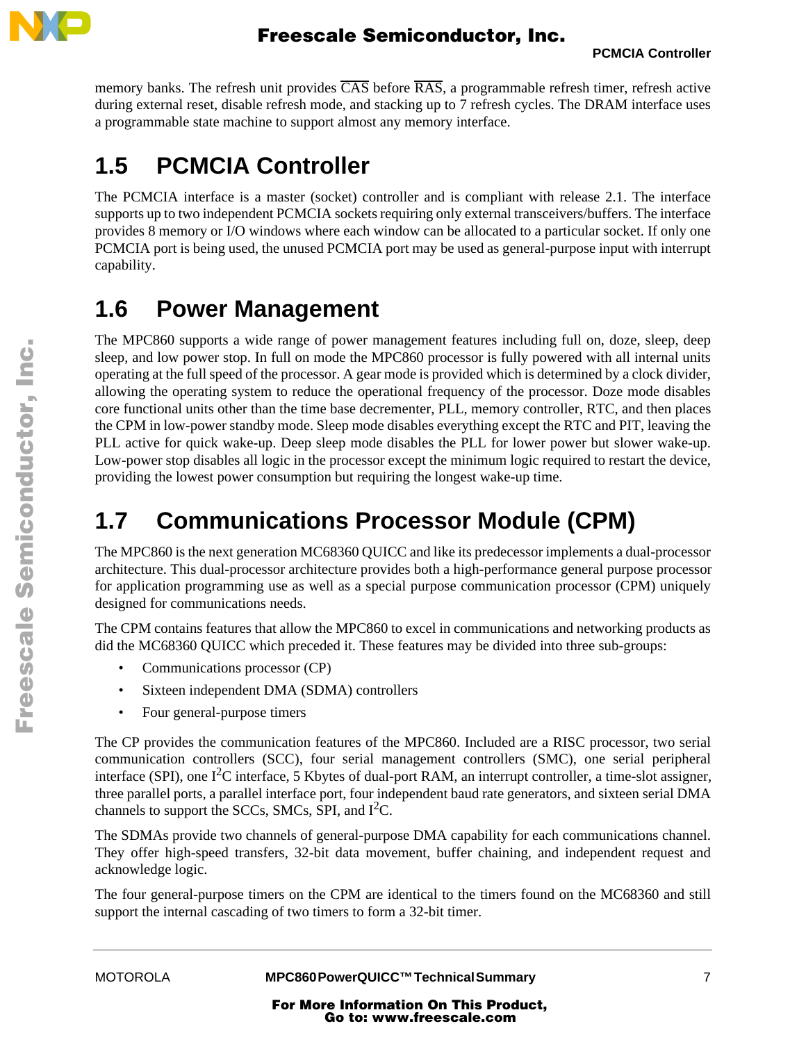memory banks. The refresh unit provides $\overline{CAS}$ before $\overline{RAS}$, a programmable refresh timer, refresh active during external reset, disable refresh mode, and stacking up to 7 refresh cycles. The DRAM interface uses a programmable state machine to support almost any memory interface.

## 1.5 PCMCIA Controller

The PCMCIA interface is a master (socket) controller and is compliant with release 2.1. The interface supports up to two independent PCMCIA sockets requiring only external transceivers/buffers. The interface provides 8 memory or I/O windows where each window can be allocated to a particular socket. If only one PCMCIA port is being used, the unused PCMCIA port may be used as general-purpose input with interrupt capability.

## 1.6 Power Management

The MPC860 supports a wide range of power management features including full on, doze, sleep, deep sleep, and low power stop. In full on mode the MPC860 processor is fully powered with all internal units operating at the full speed of the processor. A gear mode is provided which is determined by a clock divider, allowing the operating system to reduce the operational frequency of the processor. Doze mode disables core functional units other than the time base decrementer, PLL, memory controller, RTC, and then places the CPM in low-power standby mode. Sleep mode disables everything except the RTC and PIT, leaving the PLL active for quick wake-up. Deep sleep mode disables the PLL for lower power but slower wake-up. Low-power stop disables all logic in the processor except the minimum logic required to restart the device, providing the lowest power consumption but requiring the longest wake-up time.

## 1.7 Communications Processor Module (CPM)

The MPC860 is the next generation MC68360 QUICC and like its predecessor implements a dual-processor architecture. This dual-processor architecture provides both a high-performance general purpose processor for application programming use as well as a special purpose communication processor (CPM) uniquely designed for communications needs.

The CPM contains features that allow the MPC860 to excel in communications and networking products as did the MC68360 QUICC which preceded it. These features may be divided into three sub-groups:

- Communications processor (CP)
- Sixteen independent DMA (SDMA) controllers
- Four general-purpose timers

The CP provides the communication features of the MPC860. Included are a RISC processor, two serial communication controllers (SCC), four serial management controllers (SMC), one serial peripheral interface (SPI), one $I^2C$ interface, 5 Kbytes of dual-port RAM, an interrupt controller, a time-slot assigner, three parallel ports, a parallel interface port, four independent baud rate generators, and sixteen serial DMA channels to support the SCCs, SMCs, SPI, and $I^2C$.

The SDMAs provide two channels of general-purpose DMA capability for each communications channel. They offer high-speed transfers, 32-bit data movement, buffer chaining, and independent request and acknowledge logic.

The four general-purpose timers on the CPM are identical to the timers found on the MC68360 and still support the internal cascading of two timers to form a 32-bit timer.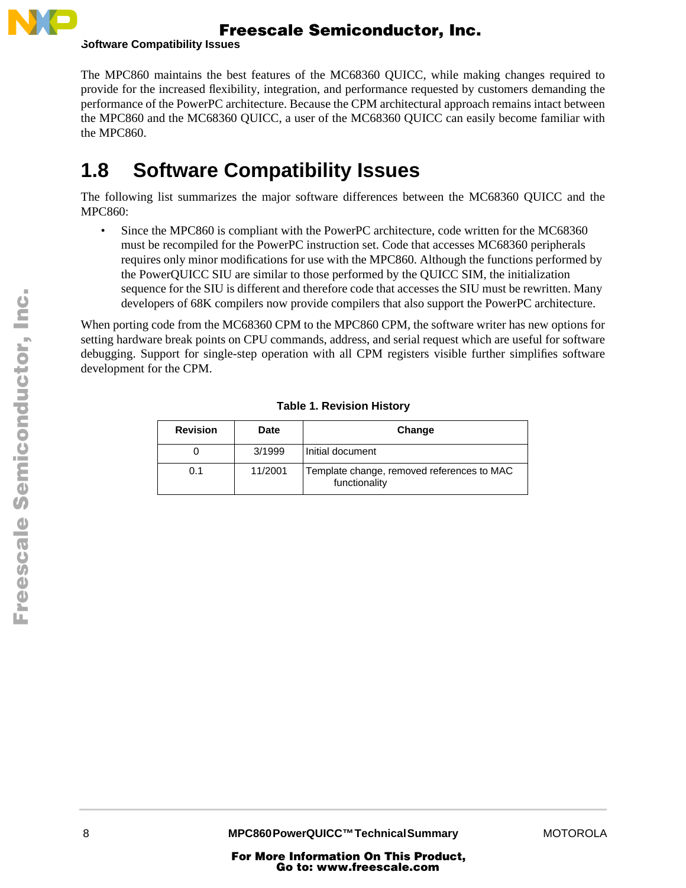The MPC860 maintains the best features of the MC68360 QUICC, while making changes required to provide for the increased flexibility, integration, and performance requested by customers demanding the performance of the PowerPC architecture. Because the CPM architectural approach remains intact between the MPC860 and the MC68360 QUICC, a user of the MC68360 QUICC can easily become familiar with the MPC860.

## 1.8 Software Compatibility Issues

The following list summarizes the major software differences between the MC68360 QUICC and the MPC860:

- Since the MPC860 is compliant with the PowerPC architecture, code written for the MC68360 must be recompiled for the PowerPC instruction set. Code that accesses MC68360 peripherals requires only minor modifications for use with the MPC860. Although the functions performed by the PowerQUICC SIU are similar to those performed by the QUICC SIM, the initialization sequence for the SIU is different and therefore code that accesses the SIU must be rewritten. Many developers of 68K compilers now provide compilers that also support the PowerPC architecture.

When porting code from the MC68360 CPM to the MPC860 CPM, the software writer has new options for setting hardware break points on CPU commands, address, and serial request which are useful for software debugging. Support for single-step operation with all CPM registers visible further simplifies software development for the CPM.

**Table 1. Revision History**

| Revision | Date | Change |
|---|---|---|
| 0 | 3/1999 | Initial document |
| 0.1 | 11/2001 | Template change, removed references to MAC functionality |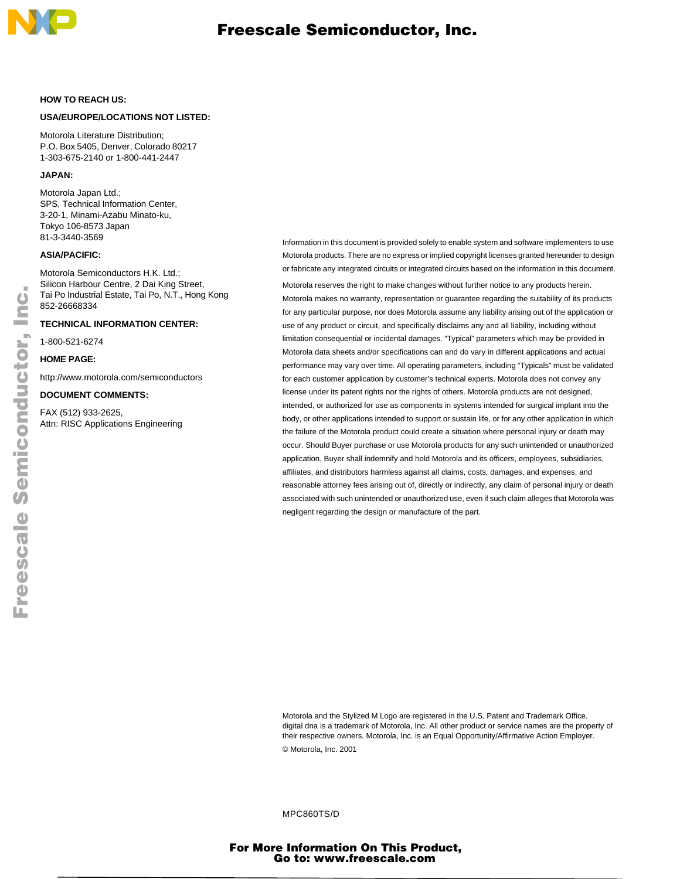**HOW TO REACH US:**

**USA/EUROPE/LOCATIONS NOT LISTED:**

Motorola Literature Distribution;
P.O. Box 5405, Denver, Colorado 80217
1-303-675-2140 or 1-800-441-2447

**JAPAN:**

Motorola Japan Ltd.;
SPS, Technical Information Center,
3-20-1, Minami-Azabu Minato-ku,
Tokyo 106-8573 Japan
81-3-3440-3569

**ASIA/PACIFIC:**

Motorola Semiconductors H.K. Ltd.;
Silicon Harbour Centre, 2 Dai King Street,
Tai Po Industrial Estate, Tai Po, N.T., Hong Kong
852-26668334

**TECHNICAL INFORMATION CENTER:**

1-800-521-6274

**HOME PAGE:**

http://www.motorola.com/semiconductors

**DOCUMENT COMMENTS:**

FAX (512) 933-2625,
Attn: RISC Applications Engineering

Information in this document is provided solely to enable system and software implementers to use Motorola products. There are no express or implied copyright licenses granted hereunder to design or fabricate any integrated circuits or integrated circuits based on the information in this document.

Motorola reserves the right to make changes without further notice to any products herein. Motorola makes no warranty, representation or guarantee regarding the suitability of its products for any particular purpose, nor does Motorola assume any liability arising out of the application or use of any product or circuit, and specifically disclaims any and all liability, including without limitation consequential or incidental damages. "Typical" parameters which may be provided in Motorola data sheets and/or specifications can and do vary in different applications and actual performance may vary over time. All operating parameters, including "Typicals" must be validated for each customer application by customer's technical experts. Motorola does not convey any license under its patent rights nor the rights of others. Motorola products are not designed, intended, or authorized for use as components in systems intended for surgical implant into the body, or other applications intended to support or sustain life, or for any other application in which the failure of the Motorola product could create a situation where personal injury or death may occur. Should Buyer purchase or use Motorola products for any such unintended or unauthorized application, Buyer shall indemnify and hold Motorola and its officers, employees, subsidiaries, affiliates, and distributors harmless against all claims, costs, damages, and expenses, and reasonable attorney fees arising out of, directly or indirectly, any claim of personal injury or death associated with such unintended or unauthorized use, even if such claim alleges that Motorola was negligent regarding the design or manufacture of the part.

Motorola and the Stylized M Logo are registered in the U.S. Patent and Trademark Office. digital dna is a trademark of Motorola, Inc. All other product or service names are the property of their respective owners. Motorola, Inc. is an Equal Opportunity/Affirmative Action Employer.

© Motorola, Inc. 2001

MPC860TS/D